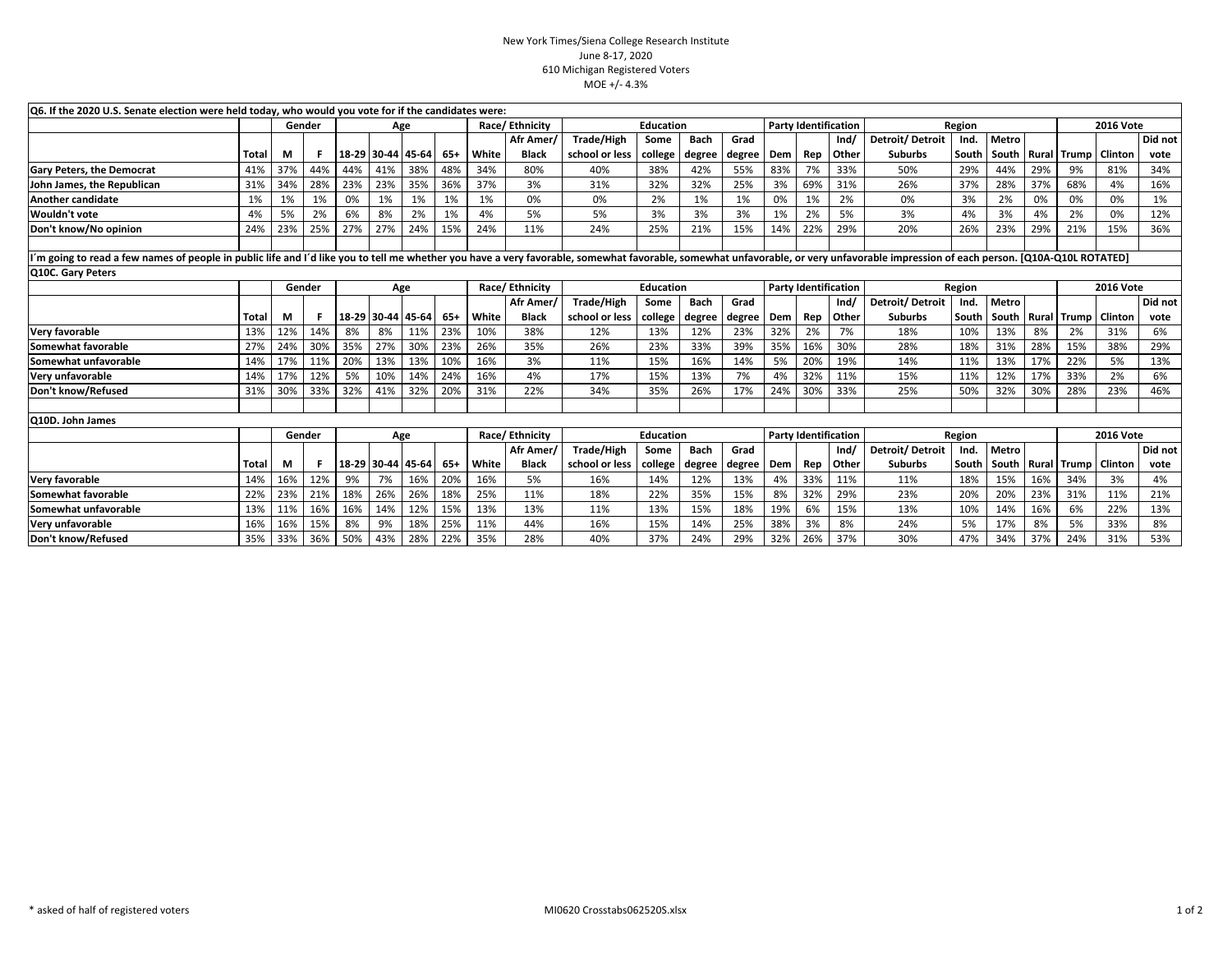New York Times/Siena College Research Institute
June 8-17, 2020
610 Michigan Registered Voters
MOE +/- 4.3%

**Q6. If the 2020 U.S. Senate election were held today, who would you vote for if the candidates were:**

| | | Gender | | Age | | | | Race/ Ethnicity | | Education | | | | Party Identification | | | Region | | | | 2016 Vote | | |
|---|---|---|---|---|---|---|---|---|---|---|---|---|---|---|---|---|---|---|---|---|---|---|---|
| | Total | M | F | 18-29 | 30-44 | 45-64 | 65+ | White | Afr Amer/ Black | Trade/High school or less | Some college | Bach degree | Grad degree | Dem | Rep | Ind/ Other | Detroit/ Detroit Suburbs | Ind. South | Metro South | Rural | Trump | Clinton | Did not vote |
| Gary Peters, the Democrat | 41% | 37% | 44% | 44% | 41% | 38% | 48% | 34% | 80% | 40% | 38% | 42% | 55% | 83% | 7% | 33% | 50% | 29% | 44% | 29% | 9% | 81% | 34% |
| John James, the Republican | 31% | 34% | 28% | 23% | 23% | 35% | 36% | 37% | 3% | 31% | 32% | 32% | 25% | 3% | 69% | 31% | 26% | 37% | 28% | 37% | 68% | 4% | 16% |
| Another candidate | 1% | 1% | 1% | 0% | 1% | 1% | 1% | 1% | 0% | 0% | 2% | 1% | 1% | 0% | 1% | 2% | 0% | 3% | 2% | 0% | 0% | 0% | 1% |
| Wouldn't vote | 4% | 5% | 2% | 6% | 8% | 2% | 1% | 4% | 5% | 5% | 3% | 3% | 3% | 1% | 2% | 5% | 3% | 4% | 3% | 4% | 2% | 0% | 12% |
| Don't know/No opinion | 24% | 23% | 25% | 27% | 27% | 24% | 15% | 24% | 11% | 24% | 25% | 21% | 15% | 14% | 22% | 29% | 20% | 26% | 23% | 29% | 21% | 15% | 36% |

**I´m going to read a few names of people in public life and I´d like you to tell me whether you have a very favorable, somewhat favorable, somewhat unfavorable, or very unfavorable impression of each person. [Q10A-Q10L ROTATED]**

**Q10C. Gary Peters**

| | | Gender | | Age | | | | Race/ Ethnicity | | Education | | | | Party Identification | | | Region | | | | 2016 Vote | | |
|---|---|---|---|---|---|---|---|---|---|---|---|---|---|---|---|---|---|---|---|---|---|---|---|
| | Total | M | F | 18-29 | 30-44 | 45-64 | 65+ | White | Afr Amer/ Black | Trade/High school or less | Some college | Bach degree | Grad degree | Dem | Rep | Ind/ Other | Detroit/ Detroit Suburbs | Ind. South | Metro South | Rural | Trump | Clinton | Did not vote |
| Very favorable | 13% | 12% | 14% | 8% | 8% | 11% | 23% | 10% | 38% | 12% | 13% | 12% | 23% | 32% | 2% | 7% | 18% | 10% | 13% | 8% | 2% | 31% | 6% |
| Somewhat favorable | 27% | 24% | 30% | 35% | 27% | 30% | 23% | 26% | 35% | 26% | 23% | 33% | 39% | 35% | 16% | 30% | 28% | 18% | 31% | 28% | 15% | 38% | 29% |
| Somewhat unfavorable | 14% | 17% | 11% | 20% | 13% | 13% | 10% | 16% | 3% | 11% | 15% | 16% | 14% | 5% | 20% | 19% | 14% | 11% | 13% | 17% | 22% | 5% | 13% |
| Very unfavorable | 14% | 17% | 12% | 5% | 10% | 14% | 24% | 16% | 4% | 17% | 15% | 13% | 7% | 4% | 32% | 11% | 15% | 11% | 12% | 17% | 33% | 2% | 6% |
| Don't know/Refused | 31% | 30% | 33% | 32% | 41% | 32% | 20% | 31% | 22% | 34% | 35% | 26% | 17% | 24% | 30% | 33% | 25% | 50% | 32% | 30% | 28% | 23% | 46% |

**Q10D. John James**

| | | Gender | | Age | | | | Race/ Ethnicity | | Education | | | | Party Identification | | | Region | | | | 2016 Vote | | |
|---|---|---|---|---|---|---|---|---|---|---|---|---|---|---|---|---|---|---|---|---|---|---|---|
| | Total | M | F | 18-29 | 30-44 | 45-64 | 65+ | White | Afr Amer/ Black | Trade/High school or less | Some college | Bach degree | Grad degree | Dem | Rep | Ind/ Other | Detroit/ Detroit Suburbs | Ind. South | Metro South | Rural | Trump | Clinton | Did not vote |
| Very favorable | 14% | 16% | 12% | 9% | 7% | 16% | 20% | 16% | 5% | 16% | 14% | 12% | 13% | 4% | 33% | 11% | 11% | 18% | 15% | 16% | 34% | 3% | 4% |
| Somewhat favorable | 22% | 23% | 21% | 18% | 26% | 26% | 18% | 25% | 11% | 18% | 22% | 35% | 15% | 8% | 32% | 29% | 23% | 20% | 20% | 23% | 31% | 11% | 21% |
| Somewhat unfavorable | 13% | 11% | 16% | 16% | 14% | 12% | 15% | 13% | 13% | 11% | 13% | 15% | 18% | 19% | 6% | 15% | 13% | 10% | 14% | 16% | 6% | 22% | 13% |
| Very unfavorable | 16% | 16% | 15% | 8% | 9% | 18% | 25% | 11% | 44% | 16% | 15% | 14% | 25% | 38% | 3% | 8% | 24% | 5% | 17% | 8% | 5% | 33% | 8% |
| Don't know/Refused | 35% | 33% | 36% | 50% | 43% | 28% | 22% | 35% | 28% | 40% | 37% | 24% | 29% | 32% | 26% | 37% | 30% | 47% | 34% | 37% | 24% | 31% | 53% |

* asked of half of registered voters

MI0620 Crosstabs062520S.xlsx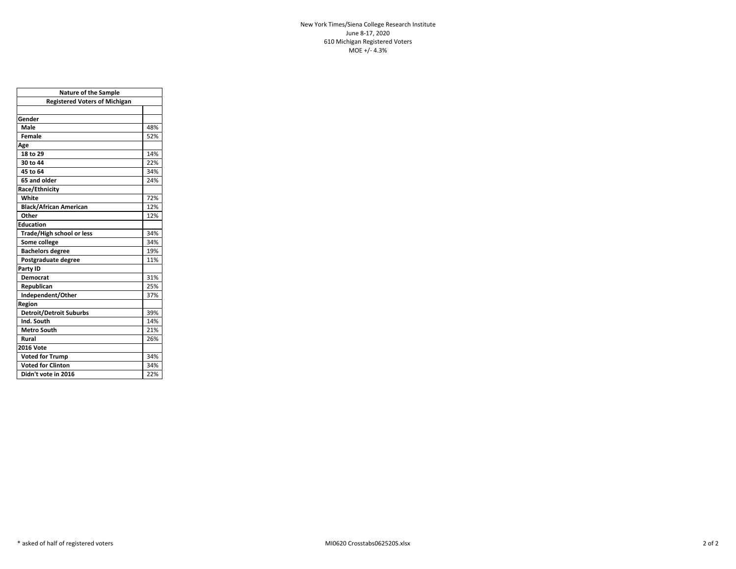New York Times/Siena College Research Institute
June 8-17, 2020
610 Michigan Registered Voters
MOE +/- 4.3%

| Nature of the Sample | |
|---|---|
| **Registered Voters of Michigan** | |
| | |
| **Gender** | |
| Male | 48% |
| Female | 52% |
| **Age** | |
| 18 to 29 | 14% |
| 30 to 44 | 22% |
| 45 to 64 | 34% |
| 65 and older | 24% |
| **Race/Ethnicity** | |
| White | 72% |
| Black/African American | 12% |
| Other | 12% |
| **Education** | |
| Trade/High school or less | 34% |
| Some college | 34% |
| Bachelors degree | 19% |
| Postgraduate degree | 11% |
| **Party ID** | |
| Democrat | 31% |
| Republican | 25% |
| Independent/Other | 37% |
| **Region** | |
| Detroit/Detroit Suburbs | 39% |
| Ind. South | 14% |
| Metro South | 21% |
| Rural | 26% |
| **2016 Vote** | |
| Voted for Trump | 34% |
| Voted for Clinton | 34% |
| Didn't vote in 2016 | 22% |

* asked of half of registered voters

MI0620 Crosstabs062520S.xlsx